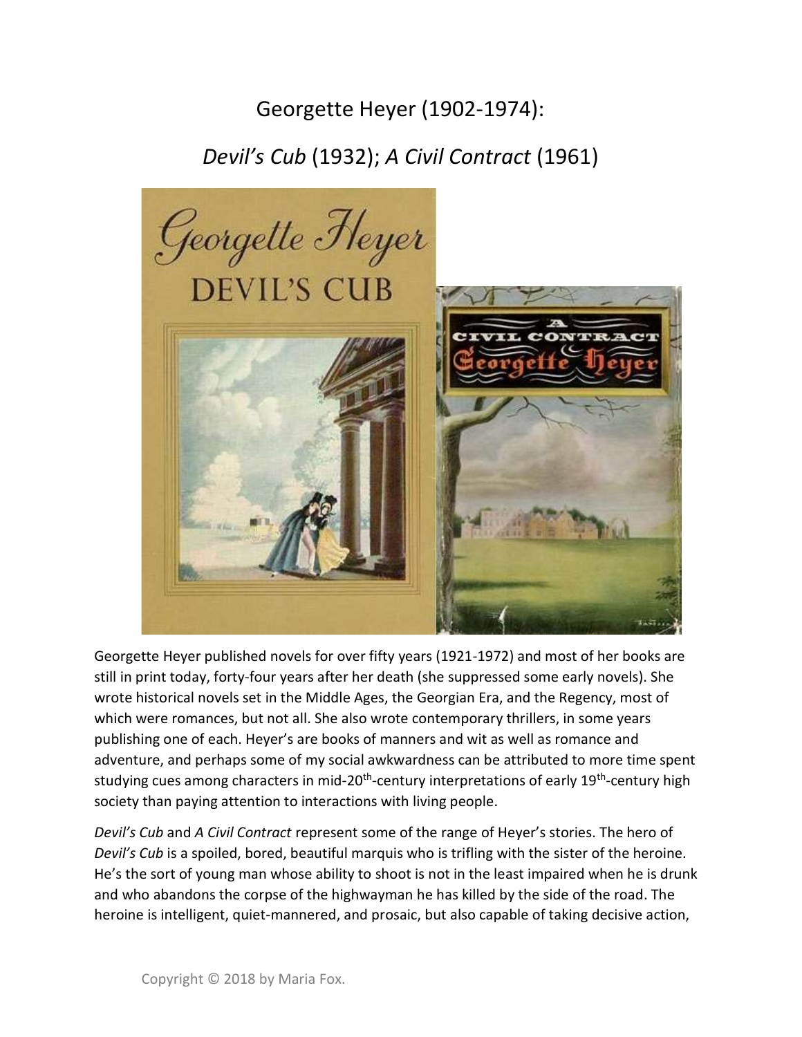# Georgette Heyer (1902-1974):

## *Devil's Cub* (1932); *A Civil Contract* (1961)

Georgette Heyer published novels for over fifty years (1921-1972) and most of her books are still in print today, forty-four years after her death (she suppressed some early novels). She wrote historical novels set in the Middle Ages, the Georgian Era, and the Regency, most of which were romances, but not all. She also wrote contemporary thrillers, in some years publishing one of each. Heyer's are books of manners and wit as well as romance and adventure, and perhaps some of my social awkwardness can be attributed to more time spent studying cues among characters in mid-20th-century interpretations of early 19th-century high society than paying attention to interactions with living people.

*Devil's Cub* and *A Civil Contract* represent some of the range of Heyer's stories. The hero of *Devil's Cub* is a spoiled, bored, beautiful marquis who is trifling with the sister of the heroine. He's the sort of young man whose ability to shoot is not in the least impaired when he is drunk and who abandons the corpse of the highwayman he has killed by the side of the road. The heroine is intelligent, quiet-mannered, and prosaic, but also capable of taking decisive action,

Copyright © 2018 by Maria Fox.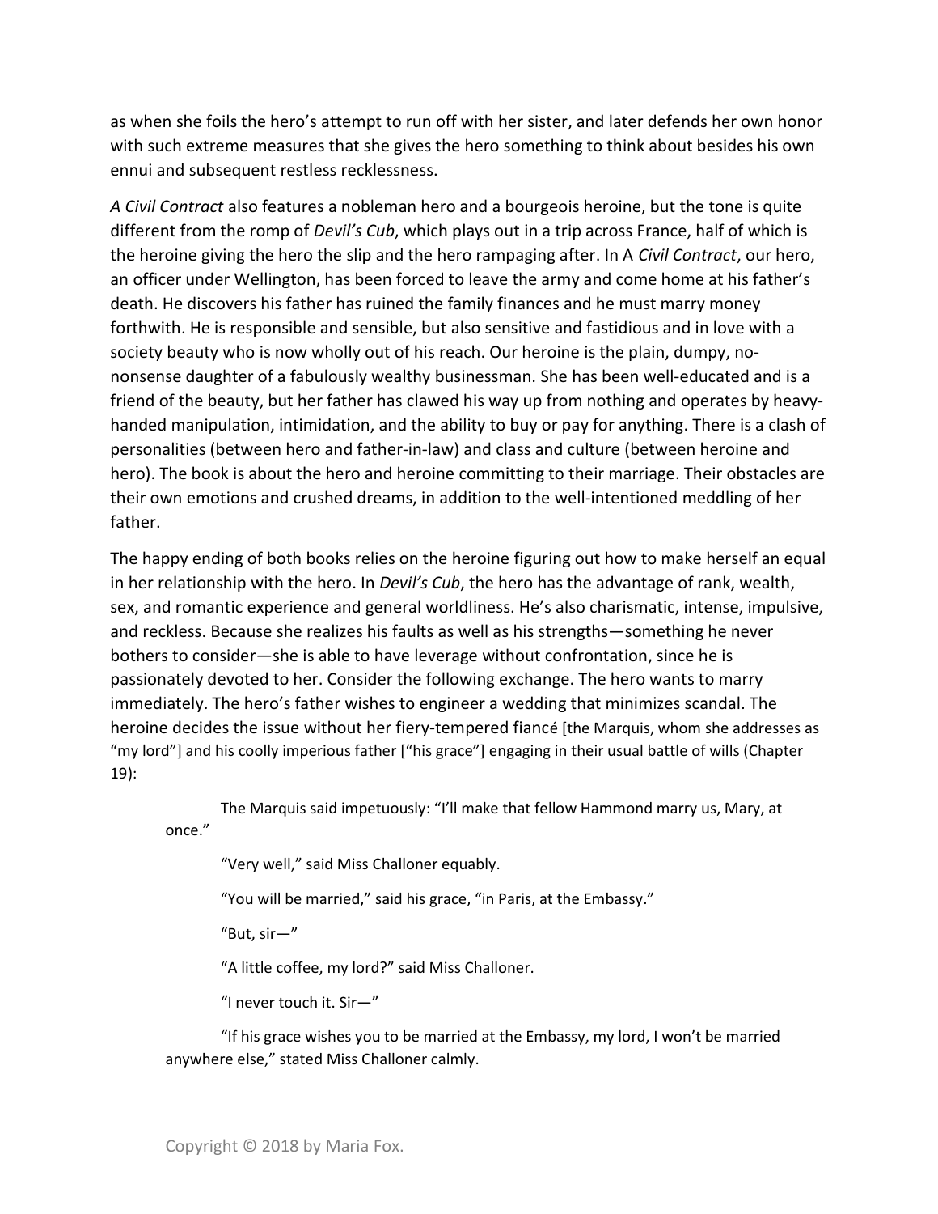as when she foils the hero's attempt to run off with her sister, and later defends her own honor with such extreme measures that she gives the hero something to think about besides his own ennui and subsequent restless recklessness.

*A Civil Contract* also features a nobleman hero and a bourgeois heroine, but the tone is quite different from the romp of *Devil's Cub*, which plays out in a trip across France, half of which is the heroine giving the hero the slip and the hero rampaging after. In A *Civil Contract*, our hero, an officer under Wellington, has been forced to leave the army and come home at his father's death. He discovers his father has ruined the family finances and he must marry money forthwith. He is responsible and sensible, but also sensitive and fastidious and in love with a society beauty who is now wholly out of his reach. Our heroine is the plain, dumpy, no-nonsense daughter of a fabulously wealthy businessman. She has been well-educated and is a friend of the beauty, but her father has clawed his way up from nothing and operates by heavy-handed manipulation, intimidation, and the ability to buy or pay for anything. There is a clash of personalities (between hero and father-in-law) and class and culture (between heroine and hero). The book is about the hero and heroine committing to their marriage. Their obstacles are their own emotions and crushed dreams, in addition to the well-intentioned meddling of her father.

The happy ending of both books relies on the heroine figuring out how to make herself an equal in her relationship with the hero. In *Devil's Cub*, the hero has the advantage of rank, wealth, sex, and romantic experience and general worldliness. He's also charismatic, intense, impulsive, and reckless. Because she realizes his faults as well as his strengths—something he never bothers to consider—she is able to have leverage without confrontation, since he is passionately devoted to her. Consider the following exchange. The hero wants to marry immediately. The hero's father wishes to engineer a wedding that minimizes scandal. The heroine decides the issue without her fiery-tempered fiancé [the Marquis, whom she addresses as "my lord"] and his coolly imperious father ["his grace"] engaging in their usual battle of wills (Chapter 19):

> The Marquis said impetuously: "I'll make that fellow Hammond marry us, Mary, at once."
>
> "Very well," said Miss Challoner equably.
>
> "You will be married," said his grace, "in Paris, at the Embassy."
>
> "But, sir—"
>
> "A little coffee, my lord?" said Miss Challoner.
>
> "I never touch it. Sir—"
>
> "If his grace wishes you to be married at the Embassy, my lord, I won't be married anywhere else," stated Miss Challoner calmly.

Copyright © 2018 by Maria Fox.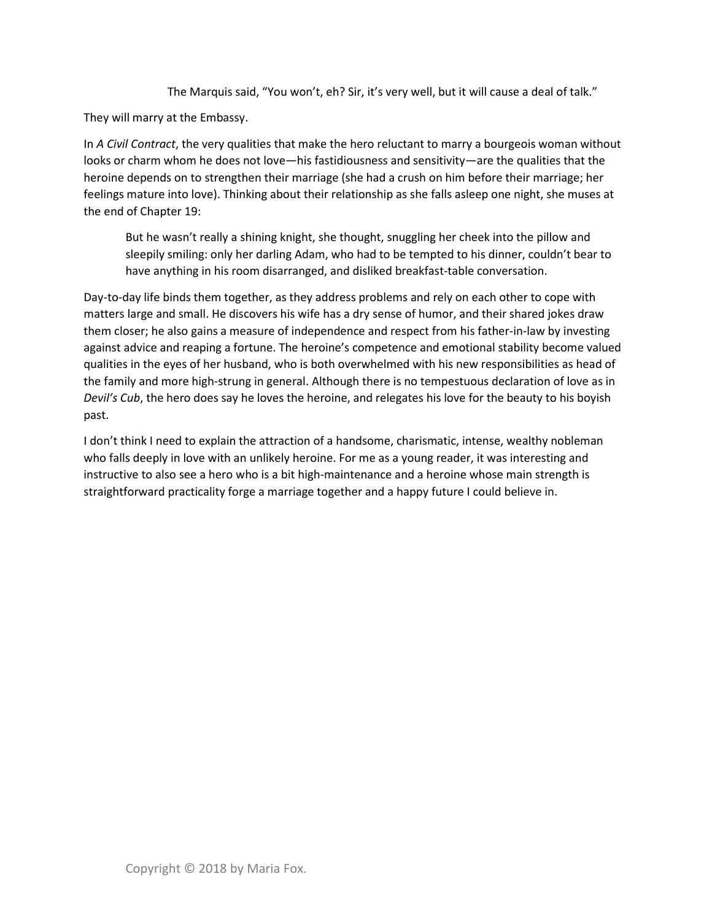> The Marquis said, "You won't, eh? Sir, it's very well, but it will cause a deal of talk."

They will marry at the Embassy.

In *A Civil Contract*, the very qualities that make the hero reluctant to marry a bourgeois woman without looks or charm whom he does not love—his fastidiousness and sensitivity—are the qualities that the heroine depends on to strengthen their marriage (she had a crush on him before their marriage; her feelings mature into love). Thinking about their relationship as she falls asleep one night, she muses at the end of Chapter 19:

> But he wasn't really a shining knight, she thought, snuggling her cheek into the pillow and sleepily smiling: only her darling Adam, who had to be tempted to his dinner, couldn't bear to have anything in his room disarranged, and disliked breakfast-table conversation.

Day-to-day life binds them together, as they address problems and rely on each other to cope with matters large and small. He discovers his wife has a dry sense of humor, and their shared jokes draw them closer; he also gains a measure of independence and respect from his father-in-law by investing against advice and reaping a fortune. The heroine's competence and emotional stability become valued qualities in the eyes of her husband, who is both overwhelmed with his new responsibilities as head of the family and more high-strung in general. Although there is no tempestuous declaration of love as in *Devil's Cub*, the hero does say he loves the heroine, and relegates his love for the beauty to his boyish past.

I don't think I need to explain the attraction of a handsome, charismatic, intense, wealthy nobleman who falls deeply in love with an unlikely heroine. For me as a young reader, it was interesting and instructive to also see a hero who is a bit high-maintenance and a heroine whose main strength is straightforward practicality forge a marriage together and a happy future I could believe in.

Copyright © 2018 by Maria Fox.